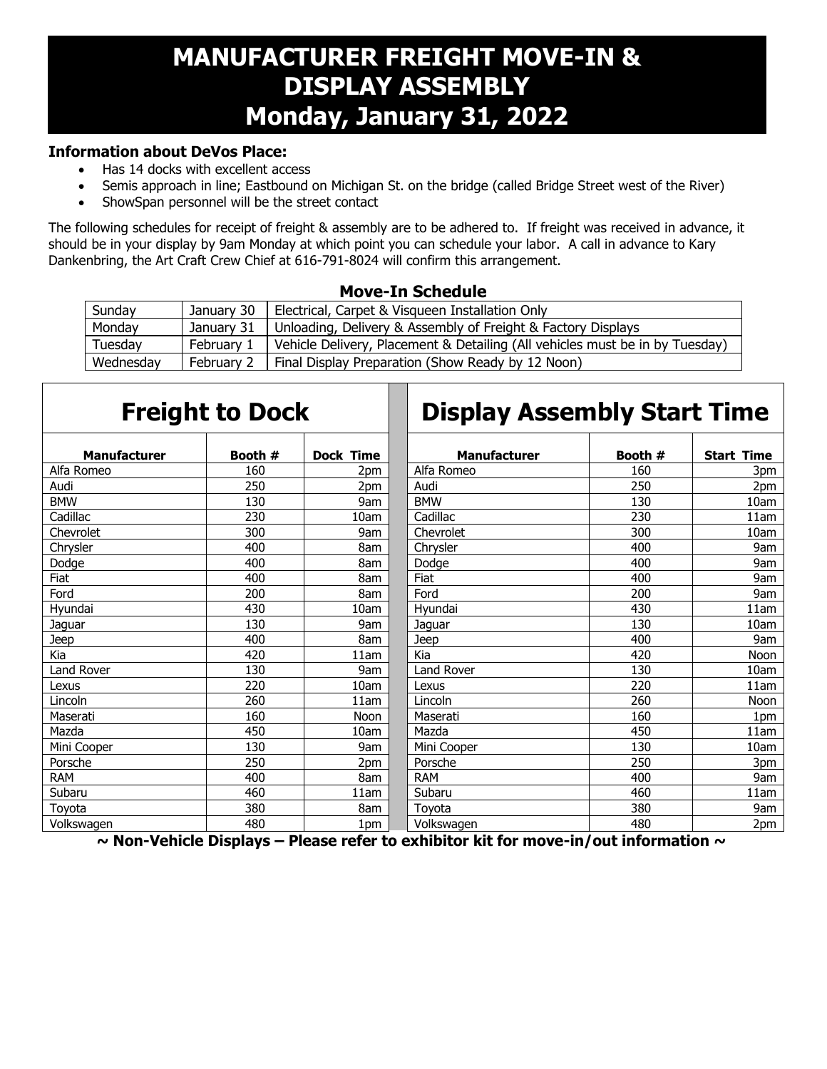# MANUFACTURER FREIGHT MOVE-IN & DISPLAY ASSEMBLY
# Monday, January 31, 2022

**Information about DeVos Place:**

- Has 14 docks with excellent access
- Semis approach in line; Eastbound on Michigan St. on the bridge (called Bridge Street west of the River)
- ShowSpan personnel will be the street contact

The following schedules for receipt of freight & assembly are to be adhered to. If freight was received in advance, it should be in your display by 9am Monday at which point you can schedule your labor. A call in advance to Kary Dankenbring, the Art Craft Crew Chief at 616-791-8024 will confirm this arrangement.

## Move-In Schedule

| | | |
|---|---|---|
| Sunday | January 30 | Electrical, Carpet & Visqueen Installation Only |
| Monday | January 31 | Unloading, Delivery & Assembly of Freight & Factory Displays |
| Tuesday | February 1 | Vehicle Delivery, Placement & Detailing (All vehicles must be in by Tuesday) |
| Wednesday | February 2 | Final Display Preparation (Show Ready by 12 Noon) |

## Freight to Dock

| Manufacturer | Booth # | Dock Time |
|---|---|---|
| Alfa Romeo | 160 | 2pm |
| Audi | 250 | 2pm |
| BMW | 130 | 9am |
| Cadillac | 230 | 10am |
| Chevrolet | 300 | 9am |
| Chrysler | 400 | 8am |
| Dodge | 400 | 8am |
| Fiat | 400 | 8am |
| Ford | 200 | 8am |
| Hyundai | 430 | 10am |
| Jaguar | 130 | 9am |
| Jeep | 400 | 8am |
| Kia | 420 | 11am |
| Land Rover | 130 | 9am |
| Lexus | 220 | 10am |
| Lincoln | 260 | 11am |
| Maserati | 160 | Noon |
| Mazda | 450 | 10am |
| Mini Cooper | 130 | 9am |
| Porsche | 250 | 2pm |
| RAM | 400 | 8am |
| Subaru | 460 | 11am |
| Toyota | 380 | 8am |
| Volkswagen | 480 | 1pm |

## Display Assembly Start Time

| Manufacturer | Booth # | Start Time |
|---|---|---|
| Alfa Romeo | 160 | 3pm |
| Audi | 250 | 2pm |
| BMW | 130 | 10am |
| Cadillac | 230 | 11am |
| Chevrolet | 300 | 10am |
| Chrysler | 400 | 9am |
| Dodge | 400 | 9am |
| Fiat | 400 | 9am |
| Ford | 200 | 9am |
| Hyundai | 430 | 11am |
| Jaguar | 130 | 10am |
| Jeep | 400 | 9am |
| Kia | 420 | Noon |
| Land Rover | 130 | 10am |
| Lexus | 220 | 11am |
| Lincoln | 260 | Noon |
| Maserati | 160 | 1pm |
| Mazda | 450 | 11am |
| Mini Cooper | 130 | 10am |
| Porsche | 250 | 3pm |
| RAM | 400 | 9am |
| Subaru | 460 | 11am |
| Toyota | 380 | 9am |
| Volkswagen | 480 | 2pm |

**~ Non-Vehicle Displays – Please refer to exhibitor kit for move-in/out information ~**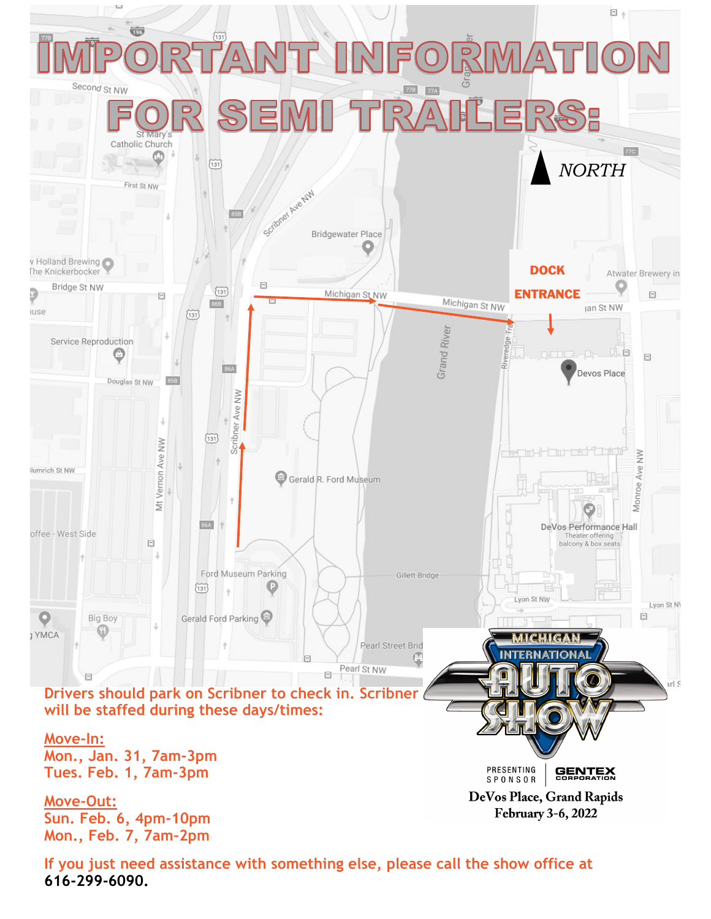# IMPORTANT INFORMATION FOR SEMI TRAILERS:

NORTH

DOCK ENTRANCE

Drivers should park on Scribner to check in. Scribner will be staffed during these days/times:

**Move-In:**
Mon., Jan. 31, 7am-3pm
Tues. Feb. 1, 7am-3pm

**Move-Out:**
Sun. Feb. 6, 4pm-10pm
Mon., Feb. 7, 7am-2pm

If you just need assistance with something else, please call the show office at **616-299-6090.**

MICHIGAN INTERNATIONAL AUTO SHOW

PRESENTING SPONSOR | GENTEX CORPORATION

DeVos Place, Grand Rapids
February 3-6, 2022